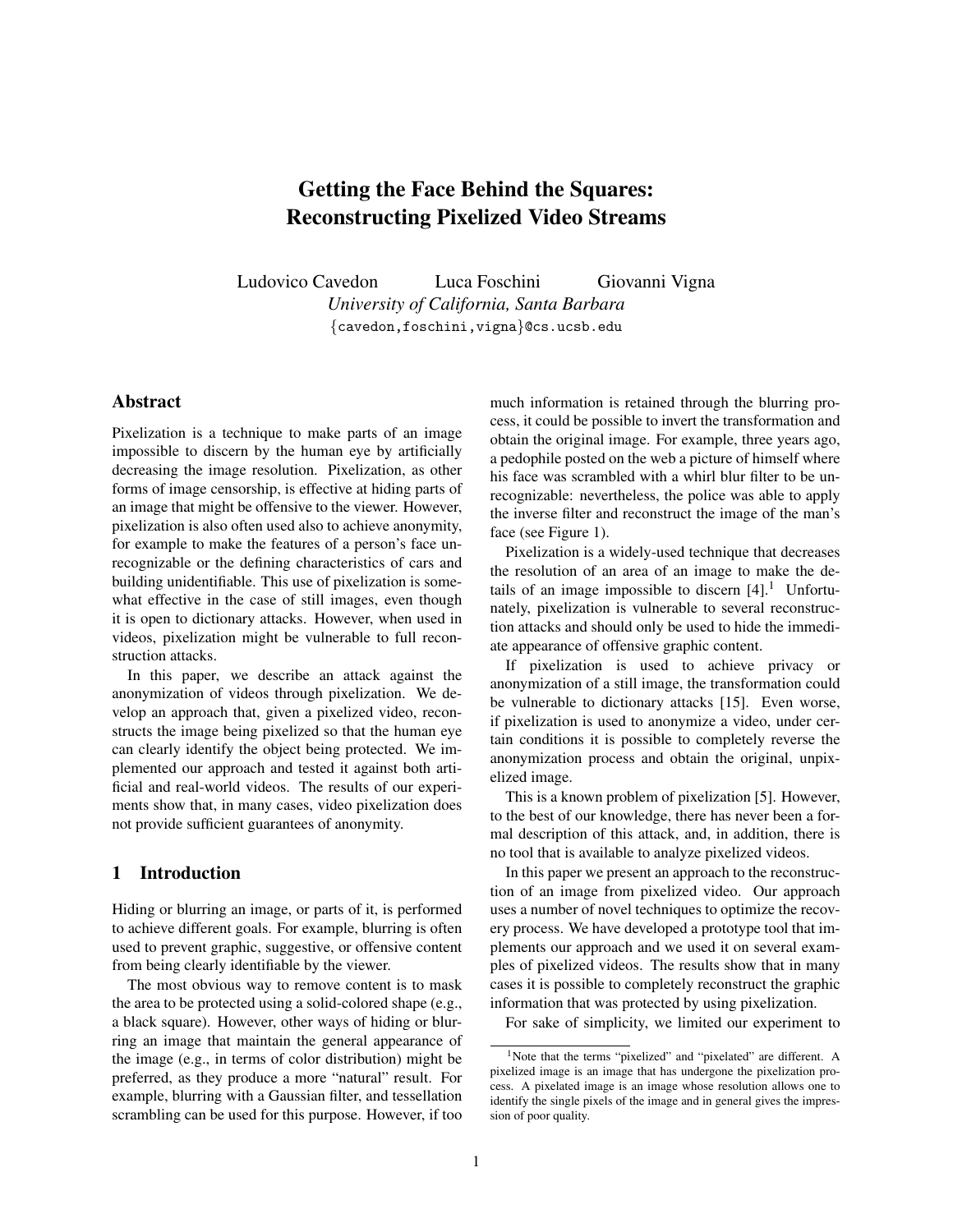# Getting the Face Behind the Squares: Reconstructing Pixelized Video Streams

Ludovico Cavedon Luca Foschini Giovanni Vigna

*University of California, Santa Barbara*

{cavedon,foschini,vigna}@cs.ucsb.edu

## Abstract

Pixelization is a technique to make parts of an image impossible to discern by the human eye by artificially decreasing the image resolution. Pixelization, as other forms of image censorship, is effective at hiding parts of an image that might be offensive to the viewer. However, pixelization is also often used also to achieve anonymity, for example to make the features of a person's face unrecognizable or the defining characteristics of cars and building unidentifiable. This use of pixelization is somewhat effective in the case of still images, even though it is open to dictionary attacks. However, when used in videos, pixelization might be vulnerable to full reconstruction attacks.

In this paper, we describe an attack against the anonymization of videos through pixelization. We develop an approach that, given a pixelized video, reconstructs the image being pixelized so that the human eye can clearly identify the object being protected. We implemented our approach and tested it against both artificial and real-world videos. The results of our experiments show that, in many cases, video pixelization does not provide sufficient guarantees of anonymity.

## 1 Introduction

Hiding or blurring an image, or parts of it, is performed to achieve different goals. For example, blurring is often used to prevent graphic, suggestive, or offensive content from being clearly identifiable by the viewer.

The most obvious way to remove content is to mask the area to be protected using a solid-colored shape (e.g., a black square). However, other ways of hiding or blurring an image that maintain the general appearance of the image (e.g., in terms of color distribution) might be preferred, as they produce a more "natural" result. For example, blurring with a Gaussian filter, and tessellation scrambling can be used for this purpose. However, if too much information is retained through the blurring process, it could be possible to invert the transformation and obtain the original image. For example, three years ago, a pedophile posted on the web a picture of himself where his face was scrambled with a whirl blur filter to be unrecognizable: nevertheless, the police was able to apply the inverse filter and reconstruct the image of the man's face (see Figure 1).

Pixelization is a widely-used technique that decreases the resolution of an area of an image to make the details of an image impossible to discern [4].[1] Unfortunately, pixelization is vulnerable to several reconstruction attacks and should only be used to hide the immediate appearance of offensive graphic content.

If pixelization is used to achieve privacy or anonymization of a still image, the transformation could be vulnerable to dictionary attacks [15]. Even worse, if pixelization is used to anonymize a video, under certain conditions it is possible to completely reverse the anonymization process and obtain the original, unpixelized image.

This is a known problem of pixelization [5]. However, to the best of our knowledge, there has never been a formal description of this attack, and, in addition, there is no tool that is available to analyze pixelized videos.

In this paper we present an approach to the reconstruction of an image from pixelized video. Our approach uses a number of novel techniques to optimize the recovery process. We have developed a prototype tool that implements our approach and we used it on several examples of pixelized videos. The results show that in many cases it is possible to completely reconstruct the graphic information that was protected by using pixelization.

For sake of simplicity, we limited our experiment to

[1] Note that the terms "pixelized" and "pixelated" are different. A pixelized image is an image that has undergone the pixelization process. A pixelated image is an image whose resolution allows one to identify the single pixels of the image and in general gives the impression of poor quality.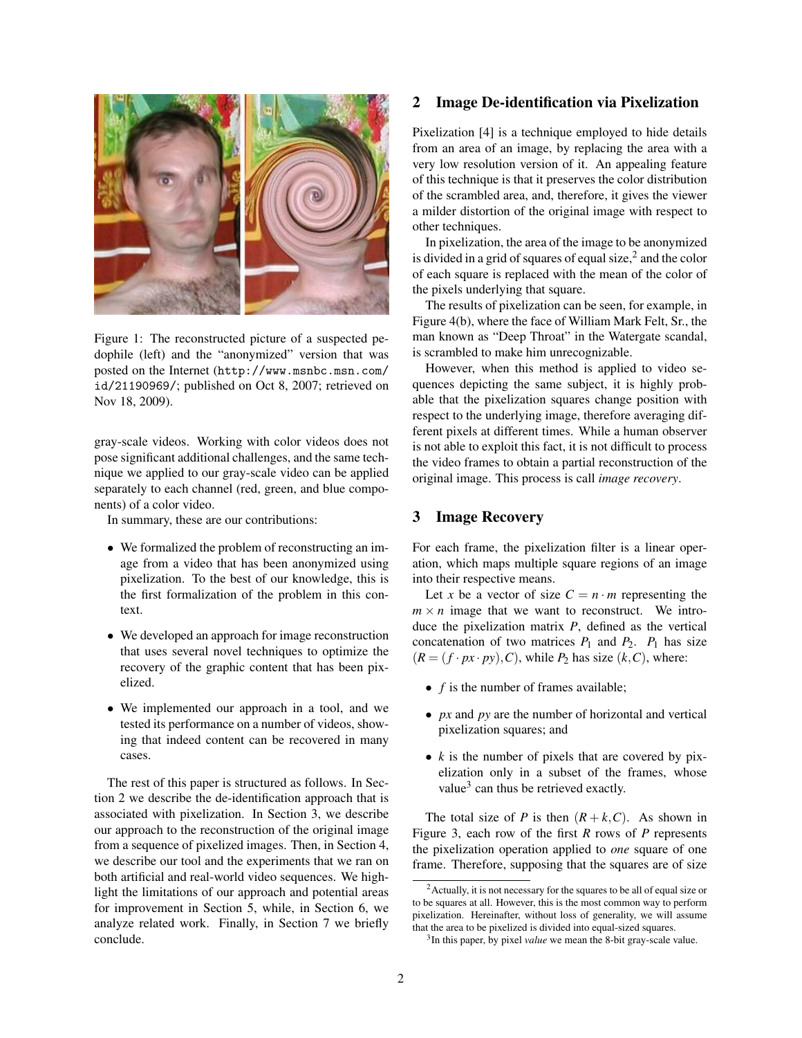Figure 1: The reconstructed picture of a suspected pedophile (left) and the "anonymized" version that was posted on the Internet (http://www.msnbc.msn.com/id/21190969/; published on Oct 8, 2007; retrieved on Nov 18, 2009).

gray-scale videos. Working with color videos does not pose significant additional challenges, and the same technique we applied to our gray-scale video can be applied separately to each channel (red, green, and blue components) of a color video.

In summary, these are our contributions:

- We formalized the problem of reconstructing an image from a video that has been anonymized using pixelization. To the best of our knowledge, this is the first formalization of the problem in this context.
- We developed an approach for image reconstruction that uses several novel techniques to optimize the recovery of the graphic content that has been pixelized.
- We implemented our approach in a tool, and we tested its performance on a number of videos, showing that indeed content can be recovered in many cases.

The rest of this paper is structured as follows. In Section 2 we describe the de-identification approach that is associated with pixelization. In Section 3, we describe our approach to the reconstruction of the original image from a sequence of pixelized images. Then, in Section 4, we describe our tool and the experiments that we ran on both artificial and real-world video sequences. We highlight the limitations of our approach and potential areas for improvement in Section 5, while, in Section 6, we analyze related work. Finally, in Section 7 we briefly conclude.

## 2 Image De-identification via Pixelization

Pixelization [4] is a technique employed to hide details from an area of an image, by replacing the area with a very low resolution version of it. An appealing feature of this technique is that it preserves the color distribution of the scrambled area, and, therefore, it gives the viewer a milder distortion of the original image with respect to other techniques.

In pixelization, the area of the image to be anonymized is divided in a grid of squares of equal size,[2] and the color of each square is replaced with the mean of the color of the pixels underlying that square.

The results of pixelization can be seen, for example, in Figure 4(b), where the face of William Mark Felt, Sr., the man known as "Deep Throat" in the Watergate scandal, is scrambled to make him unrecognizable.

However, when this method is applied to video sequences depicting the same subject, it is highly probable that the pixelization squares change position with respect to the underlying image, therefore averaging different pixels at different times. While a human observer is not able to exploit this fact, it is not difficult to process the video frames to obtain a partial reconstruction of the original image. This process is call *image recovery*.

## 3 Image Recovery

For each frame, the pixelization filter is a linear operation, which maps multiple square regions of an image into their respective means.

Let $x$ be a vector of size $C = n \cdot m$ representing the $m \times n$ image that we want to reconstruct. We introduce the pixelization matrix $P$, defined as the vertical concatenation of two matrices $P_1$ and $P_2$. $P_1$ has size $(R = (f \cdot px \cdot py), C)$, while $P_2$ has size $(k, C)$, where:

- $f$ is the number of frames available;
- $px$ and $py$ are the number of horizontal and vertical pixelization squares; and
- $k$ is the number of pixels that are covered by pixelization only in a subset of the frames, whose value[3] can thus be retrieved exactly.

The total size of $P$ is then $(R + k, C)$. As shown in Figure 3, each row of the first $R$ rows of $P$ represents the pixelization operation applied to *one* square of one frame. Therefore, supposing that the squares are of size

[2] Actually, it is not necessary for the squares to be all of equal size or to be squares at all. However, this is the most common way to perform pixelization. Hereinafter, without loss of generality, we will assume that the area to be pixelized is divided into equal-sized squares.

[3] In this paper, by pixel *value* we mean the 8-bit gray-scale value.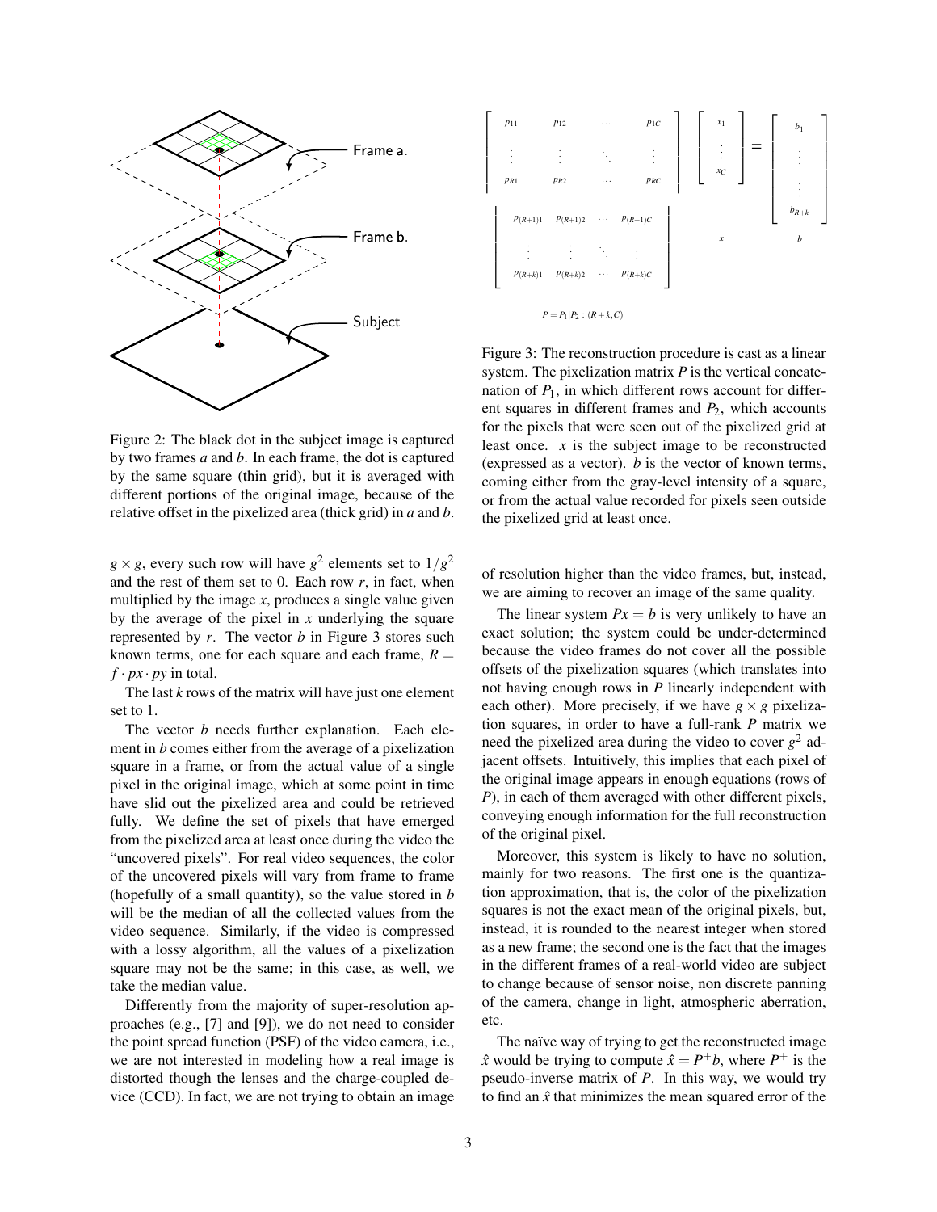Figure 2: The black dot in the subject image is captured by two frames *a* and *b*. In each frame, the dot is captured by the same square (thin grid), but it is averaged with different portions of the original image, because of the relative offset in the pixelized area (thick grid) in *a* and *b*.

$g \times g$, every such row will have $g^2$ elements set to $1/g^2$ and the rest of them set to 0. Each row $r$, in fact, when multiplied by the image $x$, produces a single value given by the average of the pixel in $x$ underlying the square represented by $r$. The vector $b$ in Figure 3 stores such known terms, one for each square and each frame, $R = f \cdot px \cdot py$ in total.

The last $k$ rows of the matrix will have just one element set to 1.

The vector $b$ needs further explanation. Each element in $b$ comes either from the average of a pixelization square in a frame, or from the actual value of a single pixel in the original image, which at some point in time have slid out the pixelized area and could be retrieved fully. We define the set of pixels that have emerged from the pixelized area at least once during the video the "uncovered pixels". For real video sequences, the color of the uncovered pixels will vary from frame to frame (hopefully of a small quantity), so the value stored in $b$ will be the median of all the collected values from the video sequence. Similarly, if the video is compressed with a lossy algorithm, all the values of a pixelization square may not be the same; in this case, as well, we take the median value.

Differently from the majority of super-resolution approaches (e.g., [7] and [9]), we do not need to consider the point spread function (PSF) of the video camera, i.e., we are not interested in modeling how a real image is distorted though the lenses and the charge-coupled device (CCD). In fact, we are not trying to obtain an image of resolution higher than the video frames, but, instead, we are aiming to recover an image of the same quality.

$$
\begin{bmatrix}
\begin{bmatrix}
p_{11} & p_{12} & \cdots & p_{1C} \\
\vdots & \vdots & \ddots & \vdots \\
p_{R1} & p_{R2} & \cdots & p_{RC}
\end{bmatrix} \\
\begin{bmatrix}
p_{(R+1)1} & p_{(R+1)2} & \cdots & p_{(R+1)C} \\
\vdots & \vdots & \ddots & \vdots \\
p_{(R+k)1} & p_{(R+k)2} & \cdots & p_{(R+k)C}
\end{bmatrix}
\end{bmatrix}
\underbrace{\begin{bmatrix} x_1 \\ \vdots \\ x_C \end{bmatrix}}_{x}
=
\underbrace{\begin{bmatrix} b_1 \\ \vdots \\ \vdots \\ b_{R+k} \end{bmatrix}}_{b}
$$

$$P = P_1 | P_2 : (R+k, C)$$

Figure 3: The reconstruction procedure is cast as a linear system. The pixelization matrix $P$ is the vertical concatenation of $P_1$, in which different rows account for different squares in different frames and $P_2$, which accounts for the pixels that were seen out of the pixelized grid at least once. $x$ is the subject image to be reconstructed (expressed as a vector). $b$ is the vector of known terms, coming either from the gray-level intensity of a square, or from the actual value recorded for pixels seen outside the pixelized grid at least once.

The linear system $Px = b$ is very unlikely to have an exact solution; the system could be under-determined because the video frames do not cover all the possible offsets of the pixelization squares (which translates into not having enough rows in $P$ linearly independent with each other). More precisely, if we have $g \times g$ pixelization squares, in order to have a full-rank $P$ matrix we need the pixelized area during the video to cover $g^2$ adjacent offsets. Intuitively, this implies that each pixel of the original image appears in enough equations (rows of $P$), in each of them averaged with other different pixels, conveying enough information for the full reconstruction of the original pixel.

Moreover, this system is likely to have no solution, mainly for two reasons. The first one is the quantization approximation, that is, the color of the pixelization squares is not the exact mean of the original pixels, but, instead, it is rounded to the nearest integer when stored as a new frame; the second one is the fact that the images in the different frames of a real-world video are subject to change because of sensor noise, non discrete panning of the camera, change in light, atmospheric aberration, etc.

The naïve way of trying to get the reconstructed image $\hat{x}$ would be trying to compute $\hat{x} = P^{+}b$, where $P^{+}$ is the pseudo-inverse matrix of $P$. In this way, we would try to find an $\hat{x}$ that minimizes the mean squared error of the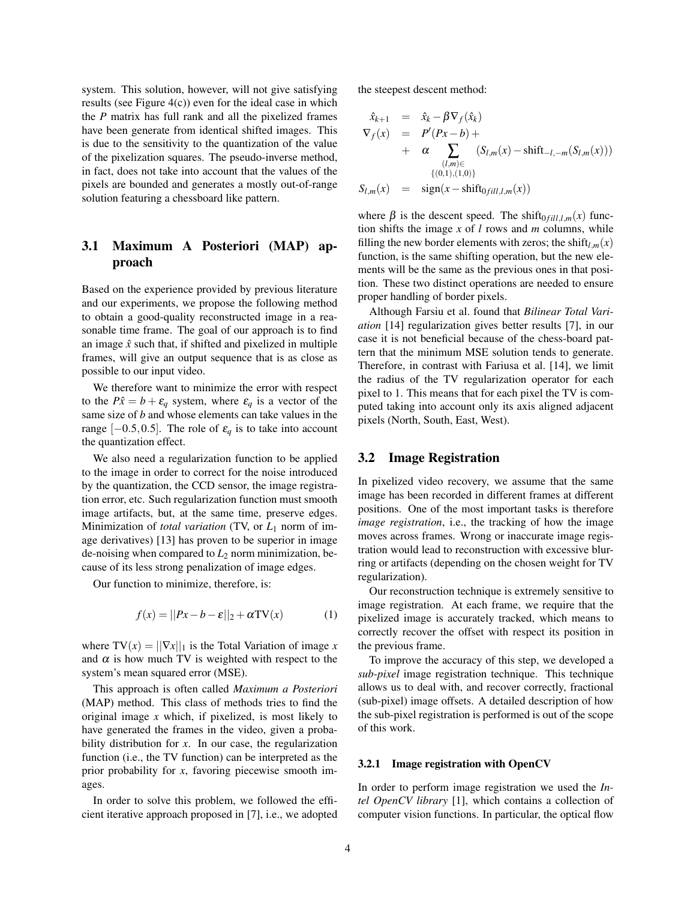system. This solution, however, will not give satisfying results (see Figure 4(c)) even for the ideal case in which the $P$ matrix has full rank and all the pixelized frames have been generate from identical shifted images. This is due to the sensitivity to the quantization of the value of the pixelization squares. The pseudo-inverse method, in fact, does not take into account that the values of the pixels are bounded and generates a mostly out-of-range solution featuring a chessboard like pattern.

### 3.1 Maximum A Posteriori (MAP) approach

Based on the experience provided by previous literature and our experiments, we propose the following method to obtain a good-quality reconstructed image in a reasonable time frame. The goal of our approach is to find an image $\hat{x}$ such that, if shifted and pixelized in multiple frames, will give an output sequence that is as close as possible to our input video.

We therefore want to minimize the error with respect to the $P\hat{x} = b + \varepsilon_q$ system, where $\varepsilon_q$ is a vector of the same size of $b$ and whose elements can take values in the range $[-0.5, 0.5]$. The role of $\varepsilon_q$ is to take into account the quantization effect.

We also need a regularization function to be applied to the image in order to correct for the noise introduced by the quantization, the CCD sensor, the image registration error, etc. Such regularization function must smooth image artifacts, but, at the same time, preserve edges. Minimization of *total variation* (TV, or $L_1$ norm of image derivatives) [13] has proven to be superior in image de-noising when compared to $L_2$ norm minimization, because of its less strong penalization of image edges.

Our function to minimize, therefore, is:

$$f(x) = ||Px - b - \varepsilon||_2 + \alpha \mathrm{TV}(x) \tag{1}$$

where $\mathrm{TV}(x) = ||\nabla x||_1$ is the Total Variation of image $x$ and $\alpha$ is how much TV is weighted with respect to the system's mean squared error (MSE).

This approach is often called *Maximum a Posteriori* (MAP) method. This class of methods tries to find the original image $x$ which, if pixelized, is most likely to have generated the frames in the video, given a probability distribution for $x$. In our case, the regularization function (i.e., the TV function) can be interpreted as the prior probability for $x$, favoring piecewise smooth images.

In order to solve this problem, we followed the efficient iterative approach proposed in [7], i.e., we adopted the steepest descent method:

$$\begin{aligned}
\hat{x}_{k+1} &= \hat{x}_k - \beta \nabla_f(\hat{x}_k) \\
\nabla_f(x) &= P'(Px - b) + \\
&\quad + \alpha \sum_{\substack{(l,m)\in \\ \{(0,1),(1,0)\}}} (S_{l,m}(x) - \mathrm{shift}_{-l,-m}(S_{l,m}(x))) \\
S_{l,m}(x) &= \mathrm{sign}(x - \mathrm{shift}_{0fill,l,m}(x))
\end{aligned}$$

where $\beta$ is the descent speed. The $\mathrm{shift}_{0fill,l,m}(x)$ function shifts the image $x$ of $l$ rows and $m$ columns, while filling the new border elements with zeros; the $\mathrm{shift}_{l,m}(x)$ function, is the same shifting operation, but the new elements will be the same as the previous ones in that position. These two distinct operations are needed to ensure proper handling of border pixels.

Although Farsiu et al. found that *Bilinear Total Variation* [14] regularization gives better results [7], in our case it is not beneficial because of the chess-board pattern that the minimum MSE solution tends to generate. Therefore, in contrast with Fariusa et al. [14], we limit the radius of the TV regularization operator for each pixel to 1. This means that for each pixel the TV is computed taking into account only its axis aligned adjacent pixels (North, South, East, West).

### 3.2 Image Registration

In pixelized video recovery, we assume that the same image has been recorded in different frames at different positions. One of the most important tasks is therefore *image registration*, i.e., the tracking of how the image moves across frames. Wrong or inaccurate image registration would lead to reconstruction with excessive blurring or artifacts (depending on the chosen weight for TV regularization).

Our reconstruction technique is extremely sensitive to image registration. At each frame, we require that the pixelized image is accurately tracked, which means to correctly recover the offset with respect its position in the previous frame.

To improve the accuracy of this step, we developed a *sub-pixel* image registration technique. This technique allows us to deal with, and recover correctly, fractional (sub-pixel) image offsets. A detailed description of how the sub-pixel registration is performed is out of the scope of this work.

#### 3.2.1 Image registration with OpenCV

In order to perform image registration we used the *Intel OpenCV library* [1], which contains a collection of computer vision functions. In particular, the optical flow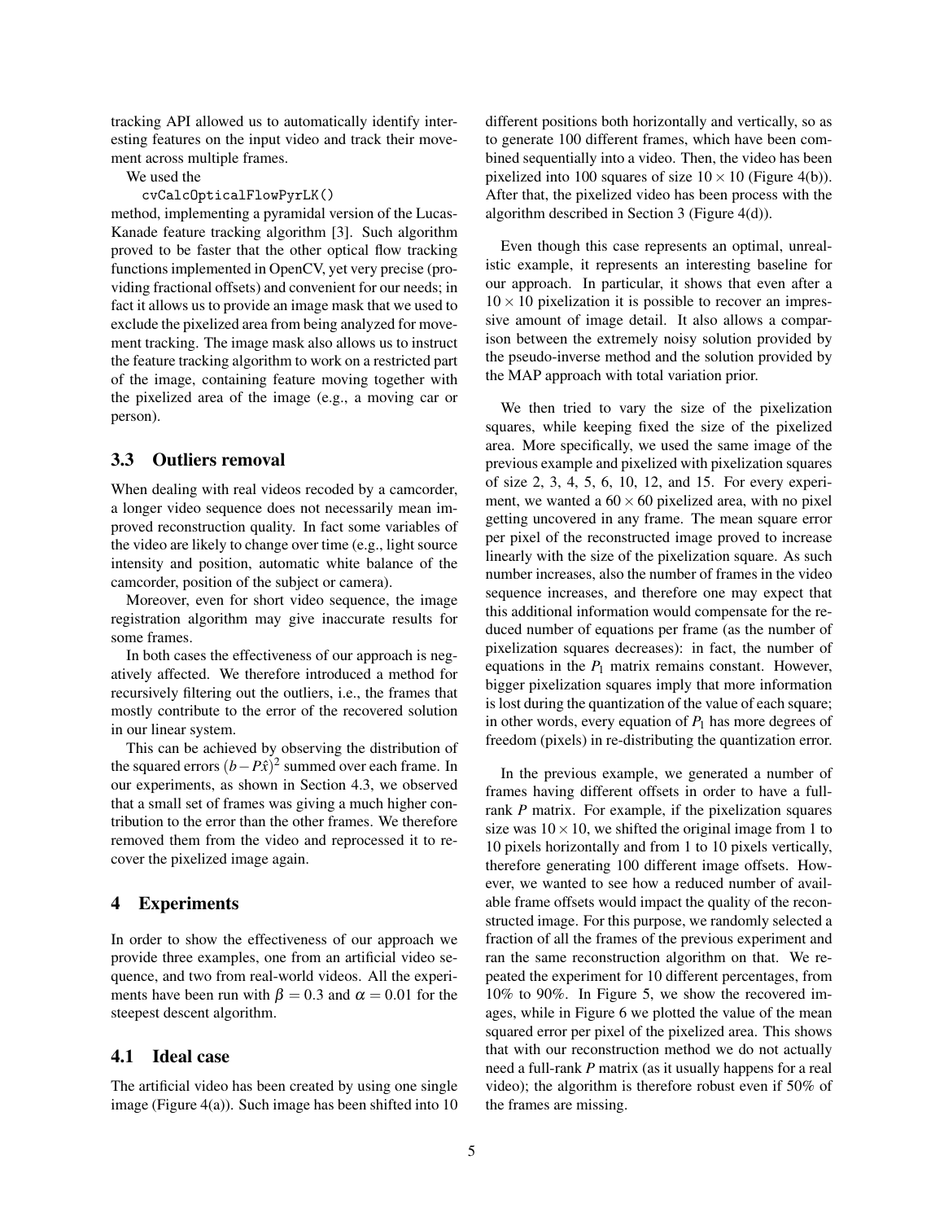tracking API allowed us to automatically identify interesting features on the input video and track their movement across multiple frames.

We used the

```
cvCalcOpticalFlowPyrLK()
```

method, implementing a pyramidal version of the Lucas-Kanade feature tracking algorithm [3]. Such algorithm proved to be faster that the other optical flow tracking functions implemented in OpenCV, yet very precise (providing fractional offsets) and convenient for our needs; in fact it allows us to provide an image mask that we used to exclude the pixelized area from being analyzed for movement tracking. The image mask also allows us to instruct the feature tracking algorithm to work on a restricted part of the image, containing feature moving together with the pixelized area of the image (e.g., a moving car or person).

### 3.3 Outliers removal

When dealing with real videos recoded by a camcorder, a longer video sequence does not necessarily mean improved reconstruction quality. In fact some variables of the video are likely to change over time (e.g., light source intensity and position, automatic white balance of the camcorder, position of the subject or camera).

Moreover, even for short video sequence, the image registration algorithm may give inaccurate results for some frames.

In both cases the effectiveness of our approach is negatively affected. We therefore introduced a method for recursively filtering out the outliers, i.e., the frames that mostly contribute to the error of the recovered solution in our linear system.

This can be achieved by observing the distribution of the squared errors $(b - P\hat{x})^2$ summed over each frame. In our experiments, as shown in Section 4.3, we observed that a small set of frames was giving a much higher contribution to the error than the other frames. We therefore removed them from the video and reprocessed it to recover the pixelized image again.

## 4 Experiments

In order to show the effectiveness of our approach we provide three examples, one from an artificial video sequence, and two from real-world videos. All the experiments have been run with $\beta = 0.3$ and $\alpha = 0.01$ for the steepest descent algorithm.

### 4.1 Ideal case

The artificial video has been created by using one single image (Figure 4(a)). Such image has been shifted into 10 different positions both horizontally and vertically, so as to generate 100 different frames, which have been combined sequentially into a video. Then, the video has been pixelized into 100 squares of size $10 \times 10$ (Figure 4(b)). After that, the pixelized video has been process with the algorithm described in Section 3 (Figure 4(d)).

Even though this case represents an optimal, unrealistic example, it represents an interesting baseline for our approach. In particular, it shows that even after a $10 \times 10$ pixelization it is possible to recover an impressive amount of image detail. It also allows a comparison between the extremely noisy solution provided by the pseudo-inverse method and the solution provided by the MAP approach with total variation prior.

We then tried to vary the size of the pixelization squares, while keeping fixed the size of the pixelized area. More specifically, we used the same image of the previous example and pixelized with pixelization squares of size 2, 3, 4, 5, 6, 10, 12, and 15. For every experiment, we wanted a $60 \times 60$ pixelized area, with no pixel getting uncovered in any frame. The mean square error per pixel of the reconstructed image proved to increase linearly with the size of the pixelization square. As such number increases, also the number of frames in the video sequence increases, and therefore one may expect that this additional information would compensate for the reduced number of equations per frame (as the number of pixelization squares decreases): in fact, the number of equations in the $P_1$ matrix remains constant. However, bigger pixelization squares imply that more information is lost during the quantization of the value of each square; in other words, every equation of $P_1$ has more degrees of freedom (pixels) in re-distributing the quantization error.

In the previous example, we generated a number of frames having different offsets in order to have a full-rank $P$ matrix. For example, if the pixelization squares size was $10 \times 10$, we shifted the original image from 1 to 10 pixels horizontally and from 1 to 10 pixels vertically, therefore generating 100 different image offsets. However, we wanted to see how a reduced number of available frame offsets would impact the quality of the reconstructed image. For this purpose, we randomly selected a fraction of all the frames of the previous experiment and ran the same reconstruction algorithm on that. We repeated the experiment for 10 different percentages, from 10% to 90%. In Figure 5, we show the recovered images, while in Figure 6 we plotted the value of the mean squared error per pixel of the pixelized area. This shows that with our reconstruction method we do not actually need a full-rank $P$ matrix (as it usually happens for a real video); the algorithm is therefore robust even if 50% of the frames are missing.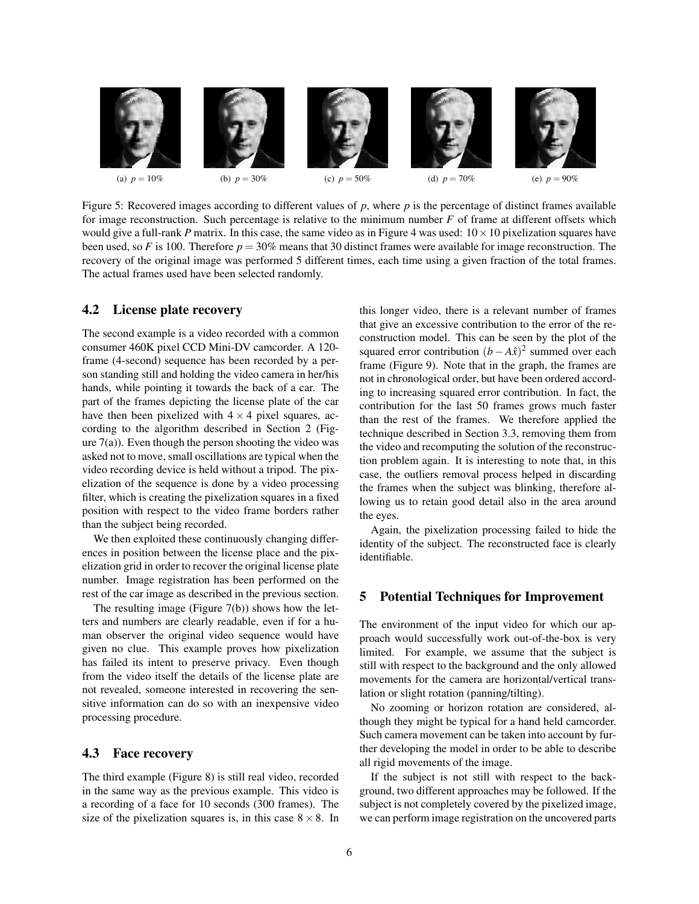(a) $p = 10\%$ (b) $p = 30\%$ (c) $p = 50\%$ (d) $p = 70\%$ (e) $p = 90\%$

Figure 5: Recovered images according to different values of $p$, where $p$ is the percentage of distinct frames available for image reconstruction. Such percentage is relative to the minimum number $F$ of frame at different offsets which would give a full-rank $P$ matrix. In this case, the same video as in Figure 4 was used: $10 \times 10$ pixelization squares have been used, so $F$ is 100. Therefore $p = 30\%$ means that 30 distinct frames were available for image reconstruction. The recovery of the original image was performed 5 different times, each time using a given fraction of the total frames. The actual frames used have been selected randomly.

### 4.2 License plate recovery

The second example is a video recorded with a common consumer 460K pixel CCD Mini-DV camcorder. A 120-frame (4-second) sequence has been recorded by a person standing still and holding the video camera in her/his hands, while pointing it towards the back of a car. The part of the frames depicting the license plate of the car have then been pixelized with $4 \times 4$ pixel squares, according to the algorithm described in Section 2 (Figure 7(a)). Even though the person shooting the video was asked not to move, small oscillations are typical when the video recording device is held without a tripod. The pixelization of the sequence is done by a video processing filter, which is creating the pixelization squares in a fixed position with respect to the video frame borders rather than the subject being recorded.

We then exploited these continuously changing differences in position between the license place and the pixelization grid in order to recover the original license plate number. Image registration has been performed on the rest of the car image as described in the previous section.

The resulting image (Figure 7(b)) shows how the letters and numbers are clearly readable, even if for a human observer the original video sequence would have given no clue. This example proves how pixelization has failed its intent to preserve privacy. Even though from the video itself the details of the license plate are not revealed, someone interested in recovering the sensitive information can do so with an inexpensive video processing procedure.

### 4.3 Face recovery

The third example (Figure 8) is still real video, recorded in the same way as the previous example. This video is a recording of a face for 10 seconds (300 frames). The size of the pixelization squares is, in this case $8 \times 8$. In this longer video, there is a relevant number of frames that give an excessive contribution to the error of the reconstruction model. This can be seen by the plot of the squared error contribution $(b - A\hat{x})^2$ summed over each frame (Figure 9). Note that in the graph, the frames are not in chronological order, but have been ordered according to increasing squared error contribution. In fact, the contribution for the last 50 frames grows much faster than the rest of the frames. We therefore applied the technique described in Section 3.3, removing them from the video and recomputing the solution of the reconstruction problem again. It is interesting to note that, in this case, the outliers removal process helped in discarding the frames when the subject was blinking, therefore allowing us to retain good detail also in the area around the eyes.

Again, the pixelization processing failed to hide the identity of the subject. The reconstructed face is clearly identifiable.

## 5 Potential Techniques for Improvement

The environment of the input video for which our approach would successfully work out-of-the-box is very limited. For example, we assume that the subject is still with respect to the background and the only allowed movements for the camera are horizontal/vertical translation or slight rotation (panning/tilting).

No zooming or horizon rotation are considered, although they might be typical for a hand held camcorder. Such camera movement can be taken into account by further developing the model in order to be able to describe all rigid movements of the image.

If the subject is not still with respect to the background, two different approaches may be followed. If the subject is not completely covered by the pixelized image, we can perform image registration on the uncovered parts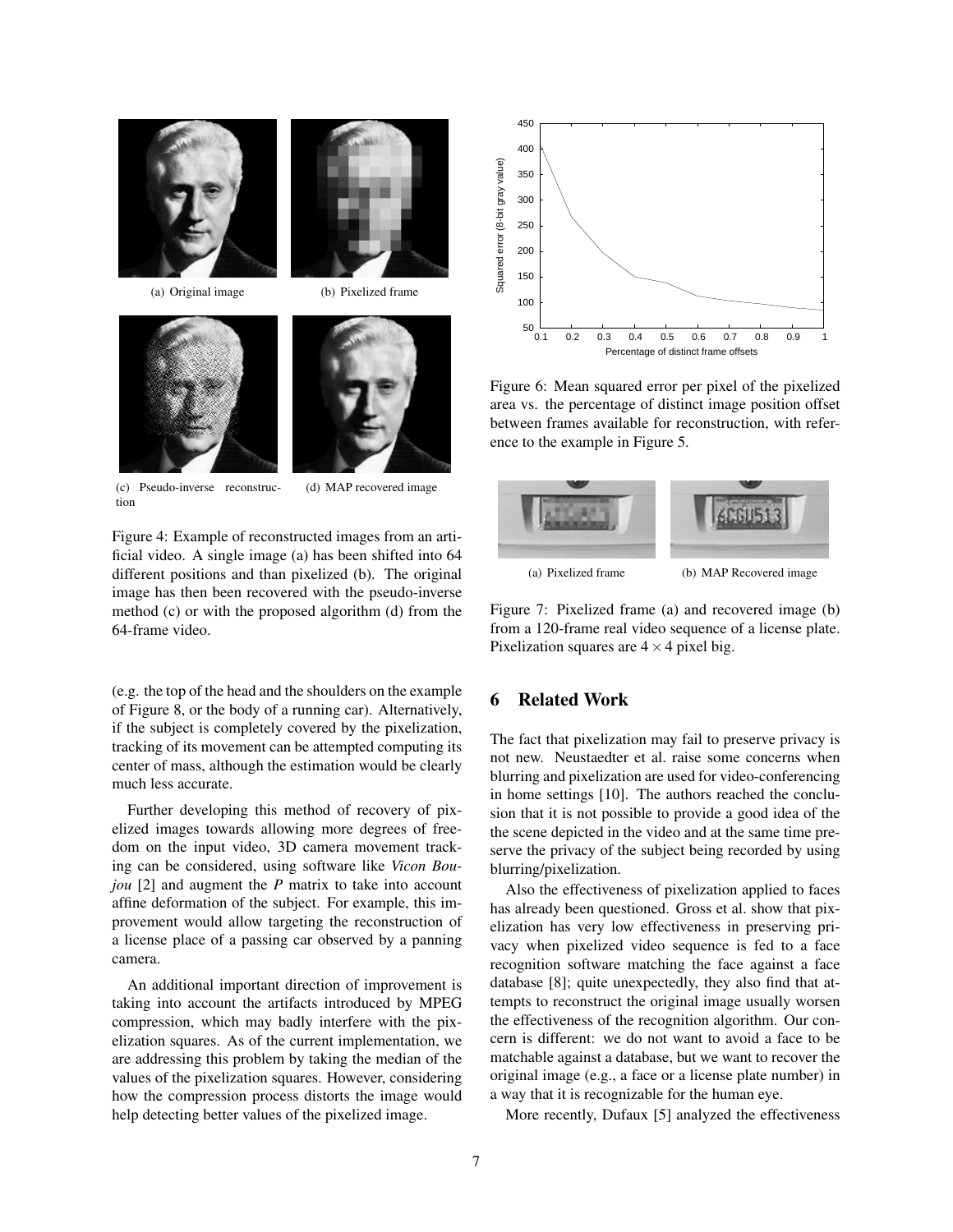(a) Original image

(b) Pixelized frame

(c) Pseudo-inverse reconstruction

(d) MAP recovered image

Figure 4: Example of reconstructed images from an artificial video. A single image (a) has been shifted into 64 different positions and than pixelized (b). The original image has then been recovered with the pseudo-inverse method (c) or with the proposed algorithm (d) from the 64-frame video.

(e.g. the top of the head and the shoulders on the example of Figure 8, or the body of a running car). Alternatively, if the subject is completely covered by the pixelization, tracking of its movement can be attempted computing its center of mass, although the estimation would be clearly much less accurate.

Further developing this method of recovery of pixelized images towards allowing more degrees of freedom on the input video, 3D camera movement tracking can be considered, using software like *Vicon Boujou* [2] and augment the *P* matrix to take into account affine deformation of the subject. For example, this improvement would allow targeting the reconstruction of a license place of a passing car observed by a panning camera.

An additional important direction of improvement is taking into account the artifacts introduced by MPEG compression, which may badly interfere with the pixelization squares. As of the current implementation, we are addressing this problem by taking the median of the values of the pixelization squares. However, considering how the compression process distorts the image would help detecting better values of the pixelized image.

Figure 6: Mean squared error per pixel of the pixelized area vs. the percentage of distinct image position offset between frames available for reconstruction, with reference to the example in Figure 5.

(a) Pixelized frame

(b) MAP Recovered image

Figure 7: Pixelized frame (a) and recovered image (b) from a 120-frame real video sequence of a license plate. Pixelization squares are $4 \times 4$ pixel big.

## 6 Related Work

The fact that pixelization may fail to preserve privacy is not new. Neustaedter et al. raise some concerns when blurring and pixelization are used for video-conferencing in home settings [10]. The authors reached the conclusion that it is not possible to provide a good idea of the the scene depicted in the video and at the same time preserve the privacy of the subject being recorded by using blurring/pixelization.

Also the effectiveness of pixelization applied to faces has already been questioned. Gross et al. show that pixelization has very low effectiveness in preserving privacy when pixelized video sequence is fed to a face recognition software matching the face against a face database [8]; quite unexpectedly, they also find that attempts to reconstruct the original image usually worsen the effectiveness of the recognition algorithm. Our concern is different: we do not want to avoid a face to be matchable against a database, but we want to recover the original image (e.g., a face or a license plate number) in a way that it is recognizable for the human eye.

More recently, Dufaux [5] analyzed the effectiveness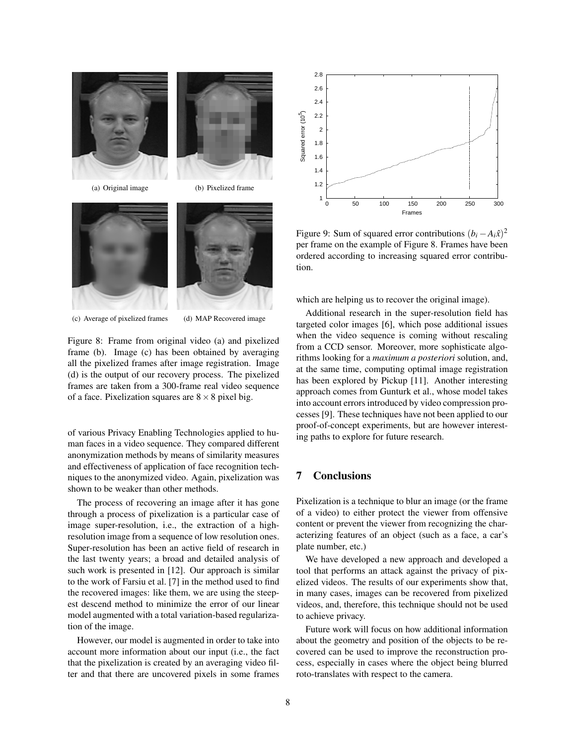(a) Original image

(b) Pixelized frame

(c) Average of pixelized frames

(d) MAP Recovered image

Figure 8: Frame from original video (a) and pixelized frame (b). Image (c) has been obtained by averaging all the pixelized frames after image registration. Image (d) is the output of our recovery process. The pixelized frames are taken from a 300-frame real video sequence of a face. Pixelization squares are $8 \times 8$ pixel big.

of various Privacy Enabling Technologies applied to human faces in a video sequence. They compared different anonymization methods by means of similarity measures and effectiveness of application of face recognition techniques to the anonymized video. Again, pixelization was shown to be weaker than other methods.

The process of recovering an image after it has gone through a process of pixelization is a particular case of image super-resolution, i.e., the extraction of a high-resolution image from a sequence of low resolution ones. Super-resolution has been an active field of research in the last twenty years; a broad and detailed analysis of such work is presented in [12]. Our approach is similar to the work of Farsiu et al. [7] in the method used to find the recovered images: like them, we are using the steepest descend method to minimize the error of our linear model augmented with a total variation-based regularization of the image.

However, our model is augmented in order to take into account more information about our input (i.e., the fact that the pixelization is created by an averaging video filter and that there are uncovered pixels in some frames which are helping us to recover the original image).

Figure 9: Sum of squared error contributions $(b_i - A_i\hat{x})^2$ per frame on the example of Figure 8. Frames have been ordered according to increasing squared error contribution.

Additional research in the super-resolution field has targeted color images [6], which pose additional issues when the video sequence is coming without rescaling from a CCD sensor. Moreover, more sophisticate algorithms looking for a *maximum a posteriori* solution, and, at the same time, computing optimal image registration has been explored by Pickup [11]. Another interesting approach comes from Gunturk et al., whose model takes into account errors introduced by video compression processes [9]. These techniques have not been applied to our proof-of-concept experiments, but are however interesting paths to explore for future research.

## 7 Conclusions

Pixelization is a technique to blur an image (or the frame of a video) to either protect the viewer from offensive content or prevent the viewer from recognizing the characterizing features of an object (such as a face, a car's plate number, etc.)

We have developed a new approach and developed a tool that performs an attack against the privacy of pixelized videos. The results of our experiments show that, in many cases, images can be recovered from pixelized videos, and, therefore, this technique should not be used to achieve privacy.

Future work will focus on how additional information about the geometry and position of the objects to be recovered can be used to improve the reconstruction process, especially in cases where the object being blurred roto-translates with respect to the camera.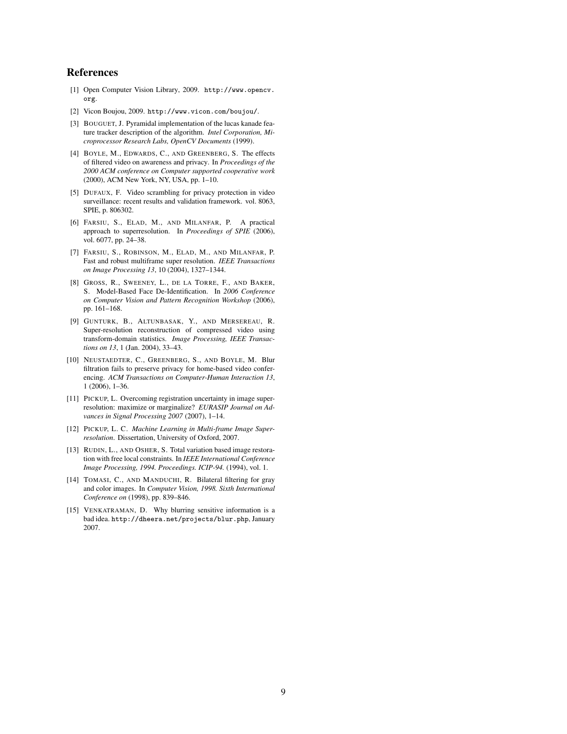## References

[1] Open Computer Vision Library, 2009. http://www.opencv.org.

[2] Vicon Boujou, 2009. http://www.vicon.com/boujou/.

[3] BOUGUET, J. Pyramidal implementation of the lucas kanade feature tracker description of the algorithm. *Intel Corporation, Microprocessor Research Labs, OpenCV Documents* (1999).

[4] BOYLE, M., EDWARDS, C., AND GREENBERG, S. The effects of filtered video on awareness and privacy. In *Proceedings of the 2000 ACM conference on Computer supported cooperative work* (2000), ACM New York, NY, USA, pp. 1–10.

[5] DUFAUX, F. Video scrambling for privacy protection in video surveillance: recent results and validation framework. vol. 8063, SPIE, p. 806302.

[6] FARSIU, S., ELAD, M., AND MILANFAR, P. A practical approach to superresolution. In *Proceedings of SPIE* (2006), vol. 6077, pp. 24–38.

[7] FARSIU, S., ROBINSON, M., ELAD, M., AND MILANFAR, P. Fast and robust multiframe super resolution. *IEEE Transactions on Image Processing 13*, 10 (2004), 1327–1344.

[8] GROSS, R., SWEENEY, L., DE LA TORRE, F., AND BAKER, S. Model-Based Face De-Identification. In *2006 Conference on Computer Vision and Pattern Recognition Workshop* (2006), pp. 161–168.

[9] GUNTURK, B., ALTUNBASAK, Y., AND MERSEREAU, R. Super-resolution reconstruction of compressed video using transform-domain statistics. *Image Processing, IEEE Transactions on 13*, 1 (Jan. 2004), 33–43.

[10] NEUSTAEDTER, C., GREENBERG, S., AND BOYLE, M. Blur filtration fails to preserve privacy for home-based video conferencing. *ACM Transactions on Computer-Human Interaction 13*, 1 (2006), 1–36.

[11] PICKUP, L. Overcoming registration uncertainty in image super-resolution: maximize or marginalize? *EURASIP Journal on Advances in Signal Processing 2007* (2007), 1–14.

[12] PICKUP, L. C. *Machine Learning in Multi-frame Image Super-resolution*. Dissertation, University of Oxford, 2007.

[13] RUDIN, L., AND OSHER, S. Total variation based image restoration with free local constraints. In *IEEE International Conference Image Processing, 1994. Proceedings. ICIP-94.* (1994), vol. 1.

[14] TOMASI, C., AND MANDUCHI, R. Bilateral filtering for gray and color images. In *Computer Vision, 1998. Sixth International Conference on* (1998), pp. 839–846.

[15] VENKATRAMAN, D. Why blurring sensitive information is a bad idea. http://dheera.net/projects/blur.php, January 2007.